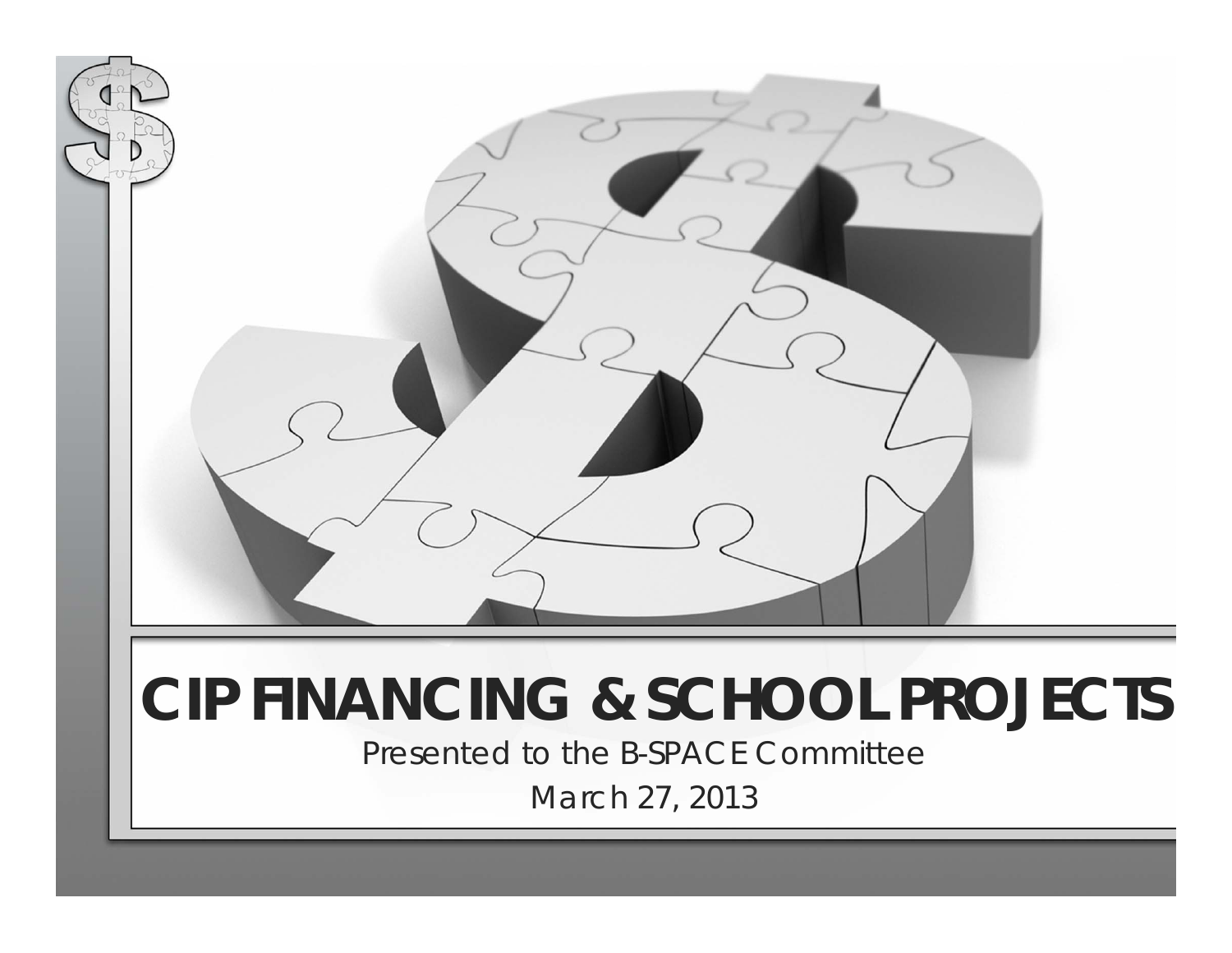# CIP FINANCING & SCHOOL PROJECTS

Presented to the B-SPACE Committee

March 27, 2013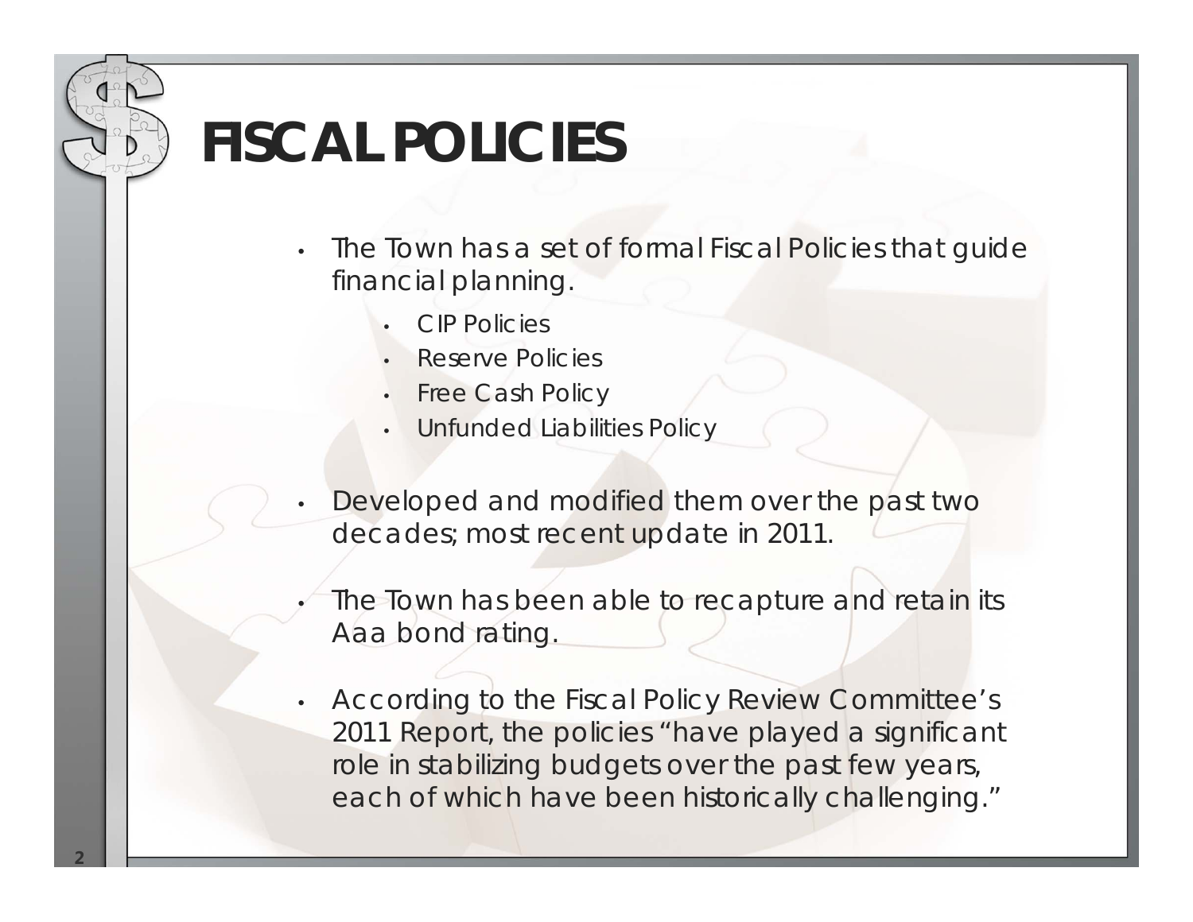# FISCAL POLICIES

- The Town has a set of formal Fiscal Policies that guide financial planning.
  - CIP Policies
  - Reserve Policies
  - Free Cash Policy
  - Unfunded Liabilities Policy
- Developed and modified them over the past two decades; most recent update in 2011.
- The Town has been able to recapture and retain its Aaa bond rating.
- According to the Fiscal Policy Review Committee's 2011 Report, the policies "have played a significant role in stabilizing budgets over the past few years, each of which have been historically challenging."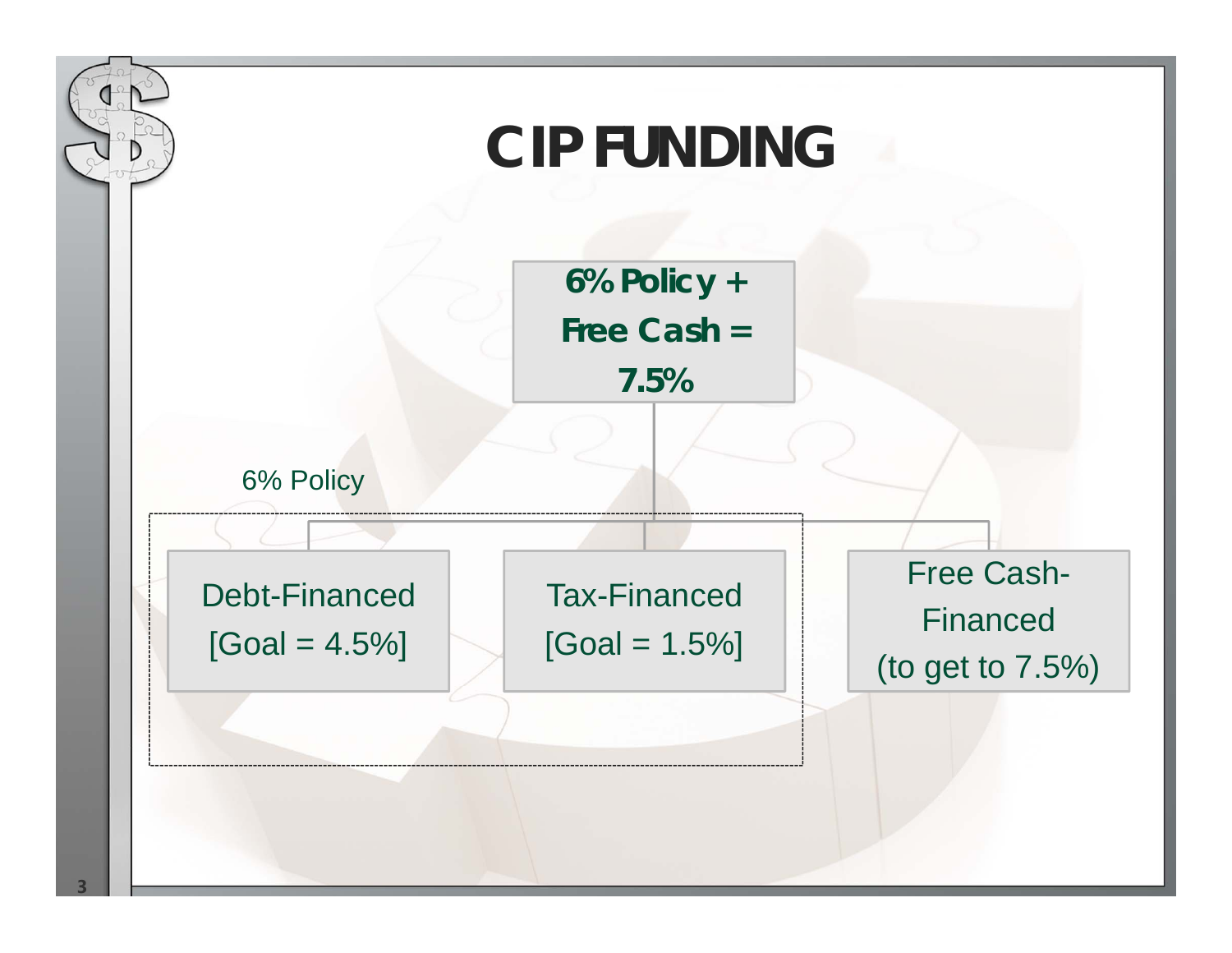# CIP FUNDING

**6% Policy + Free Cash = 7.5%**

6% Policy

- Debt-Financed [Goal = 4.5%]
- Tax-Financed [Goal = 1.5%]

Free Cash-Financed (to get to 7.5%)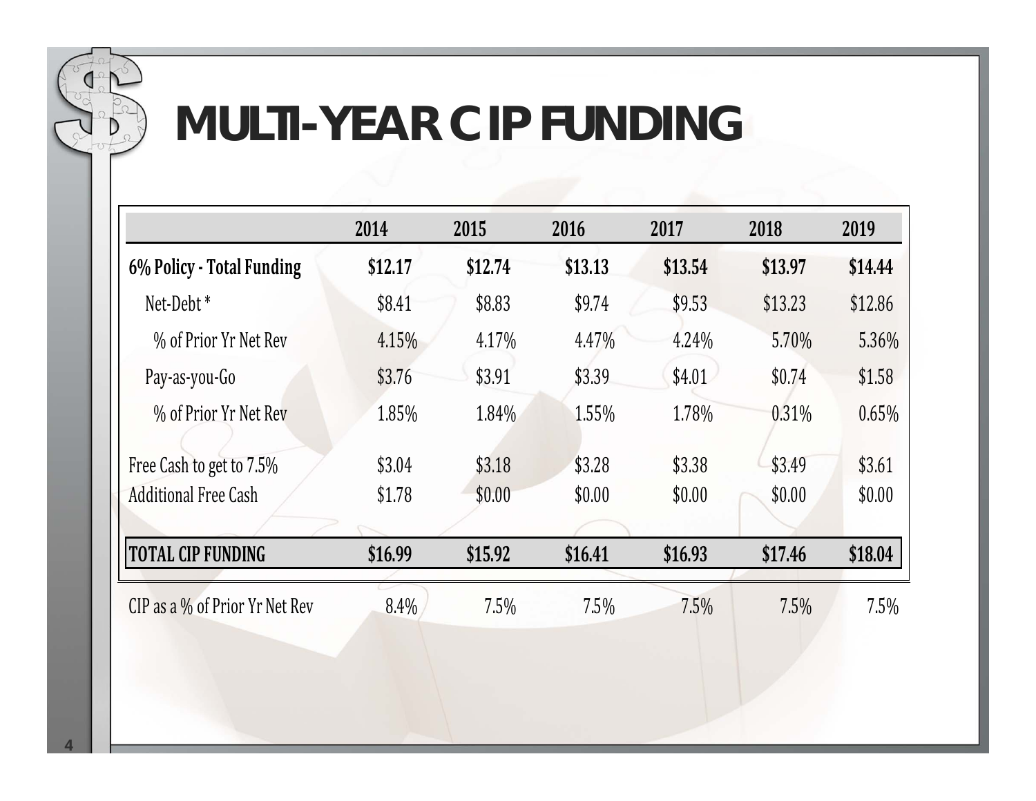# MULTI-YEAR CIP FUNDING

| | 2014 | 2015 | 2016 | 2017 | 2018 | 2019 |
|---|---|---|---|---|---|---|
| **6% Policy - Total Funding** | **$12.17** | **$12.74** | **$13.13** | **$13.54** | **$13.97** | **$14.44** |
| Net-Debt * | $8.41 | $8.83 | $9.74 | $9.53 | $13.23 | $12.86 |
| % of Prior Yr Net Rev | 4.15% | 4.17% | 4.47% | 4.24% | 5.70% | 5.36% |
| Pay-as-you-Go | $3.76 | $3.91 | $3.39 | $4.01 | $0.74 | $1.58 |
| % of Prior Yr Net Rev | 1.85% | 1.84% | 1.55% | 1.78% | 0.31% | 0.65% |
| Free Cash to get to 7.5% | $3.04 | $3.18 | $3.28 | $3.38 | $3.49 | $3.61 |
| Additional Free Cash | $1.78 | $0.00 | $0.00 | $0.00 | $0.00 | $0.00 |
| **TOTAL CIP FUNDING** | **$16.99** | **$15.92** | **$16.41** | **$16.93** | **$17.46** | **$18.04** |
| CIP as a % of Prior Yr Net Rev | 8.4% | 7.5% | 7.5% | 7.5% | 7.5% | 7.5% |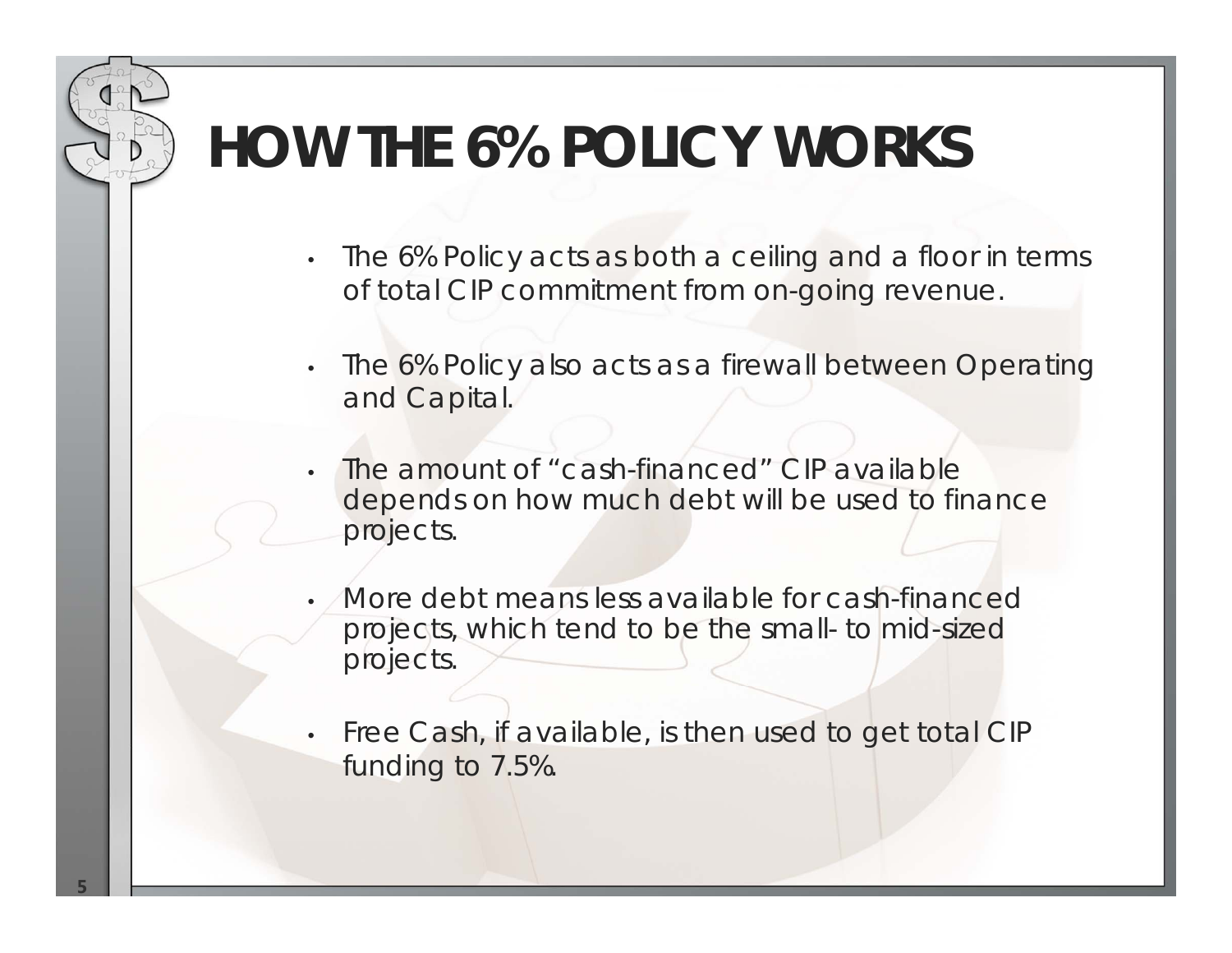# HOW THE 6% POLICY WORKS

- The 6% Policy acts as both a ceiling and a floor in terms of total CIP commitment from on-going revenue.
- The 6% Policy also acts as a firewall between Operating and Capital.
- The amount of "cash-financed" CIP available depends on how much debt will be used to finance projects.
- More debt means less available for cash-financed projects, which tend to be the small- to mid-sized projects.
- Free Cash, if available, is then used to get total CIP funding to 7.5%.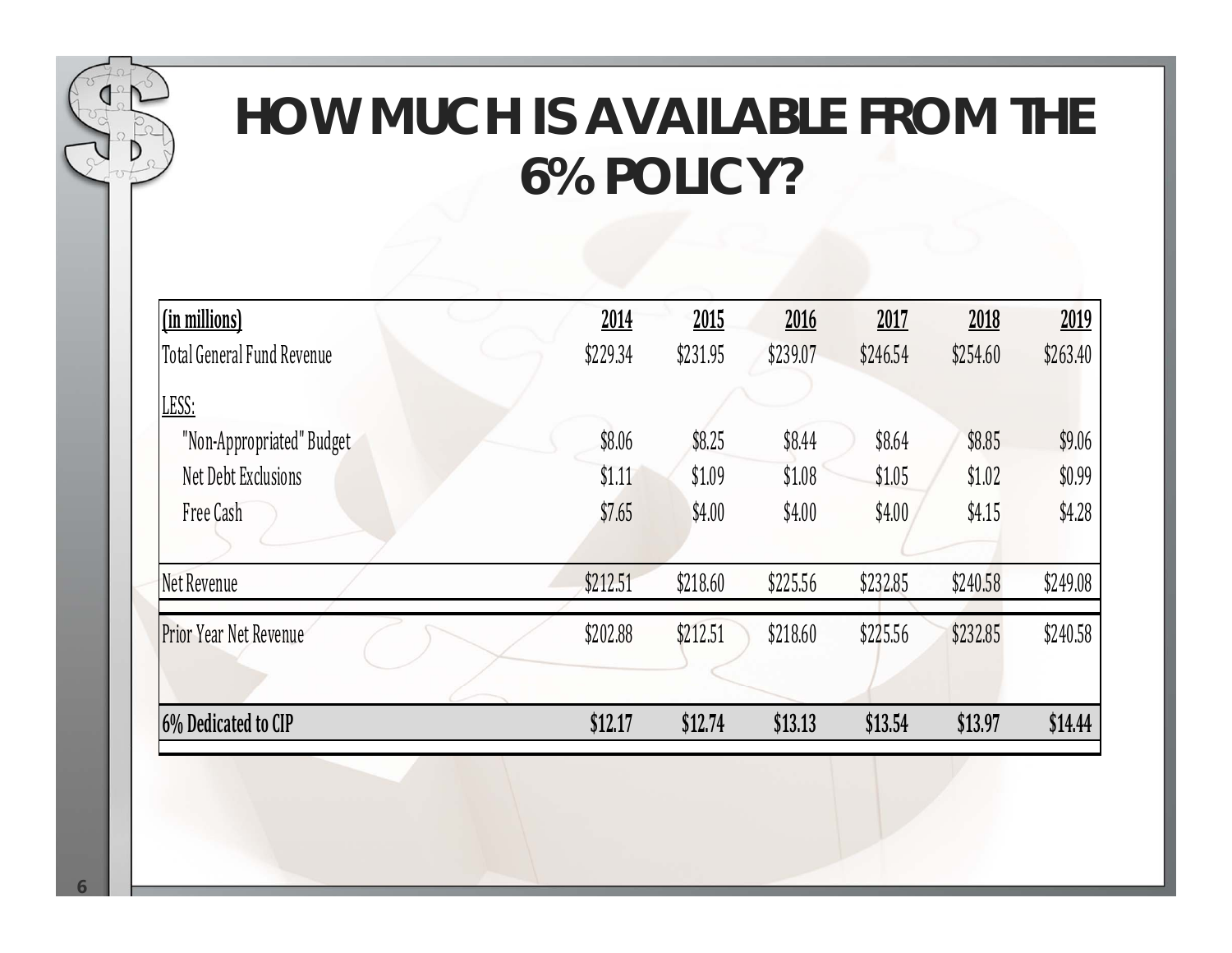# HOW MUCH IS AVAILABLE FROM THE 6% POLICY?

| (in millions) | 2014 | 2015 | 2016 | 2017 | 2018 | 2019 |
|---|---|---|---|---|---|---|
| Total General Fund Revenue | $229.34 | $231.95 | $239.07 | $246.54 | $254.60 | $263.40 |
| LESS: | | | | | | |
| "Non-Appropriated" Budget | $8.06 | $8.25 | $8.44 | $8.64 | $8.85 | $9.06 |
| Net Debt Exclusions | $1.11 | $1.09 | $1.08 | $1.05 | $1.02 | $0.99 |
| Free Cash | $7.65 | $4.00 | $4.00 | $4.00 | $4.15 | $4.28 |
| Net Revenue | $212.51 | $218.60 | $225.56 | $232.85 | $240.58 | $249.08 |
| Prior Year Net Revenue | $202.88 | $212.51 | $218.60 | $225.56 | $232.85 | $240.58 |
| **6% Dedicated to CIP** | **$12.17** | **$12.74** | **$13.13** | **$13.54** | **$13.97** | **$14.44** |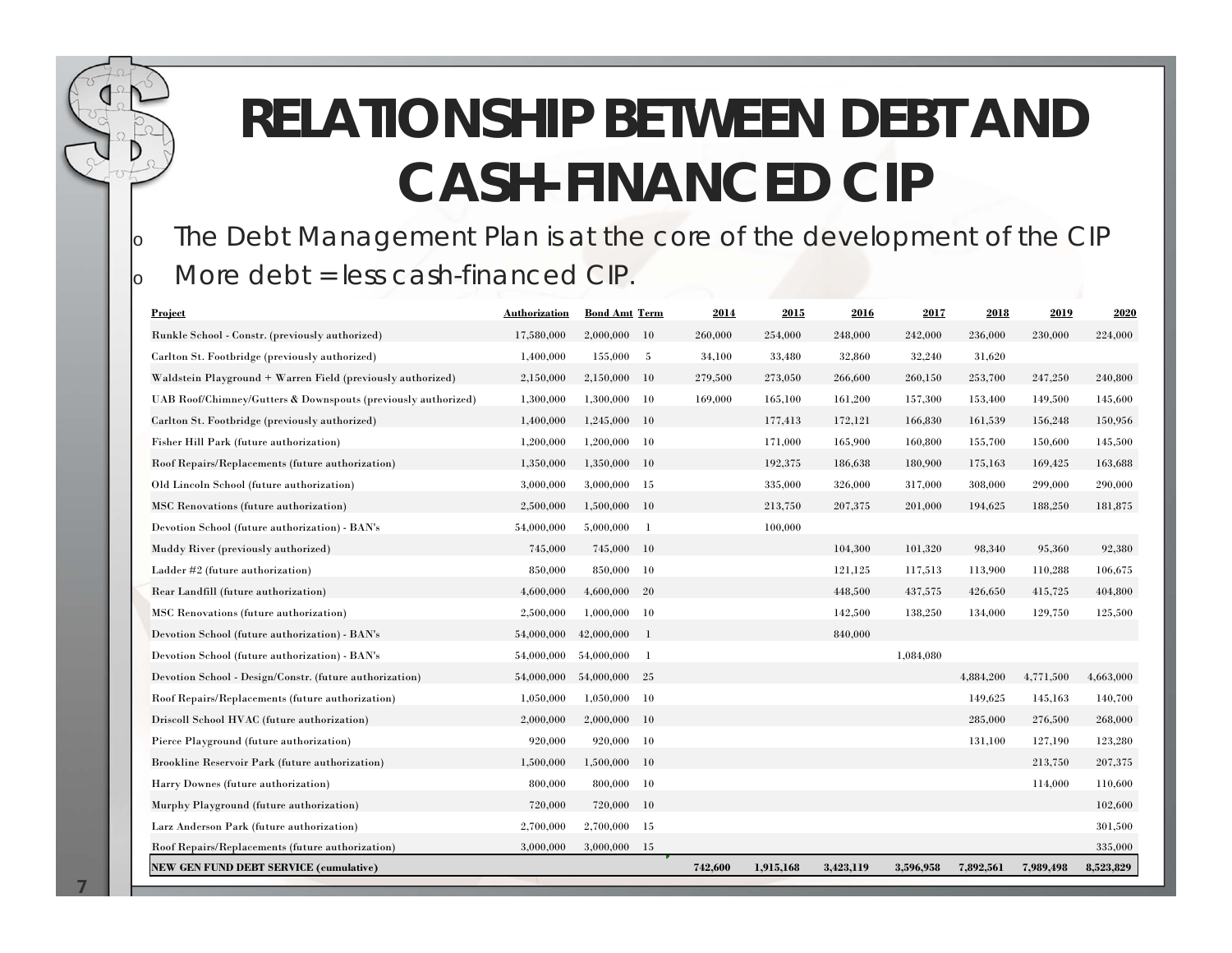# RELATIONSHIP BETWEEN DEBT AND CASH-FINANCED CIP

- The Debt Management Plan is at the core of the development of the CIP
- More debt = less cash-financed CIP.

| Project | Authorization | Bond Amt | Term | 2014 | 2015 | 2016 | 2017 | 2018 | 2019 | 2020 |
|---|---|---|---|---|---|---|---|---|---|---|
| Runkle School - Constr. (previously authorized) | 17,580,000 | 2,000,000 | 10 | 260,000 | 254,000 | 248,000 | 242,000 | 236,000 | 230,000 | 224,000 |
| Carlton St. Footbridge (previously authorized) | 1,400,000 | 155,000 | 5 | 34,100 | 33,480 | 32,860 | 32,240 | 31,620 | | |
| Waldstein Playground + Warren Field (previously authorized) | 2,150,000 | 2,150,000 | 10 | 279,500 | 273,050 | 266,600 | 260,150 | 253,700 | 247,250 | 240,800 |
| UAB Roof/Chimney/Gutters & Downspouts (previously authorized) | 1,300,000 | 1,300,000 | 10 | 169,000 | 165,100 | 161,200 | 157,300 | 153,400 | 149,500 | 145,600 |
| Carlton St. Footbridge (previously authorized) | 1,400,000 | 1,245,000 | 10 | | 177,413 | 172,121 | 166,830 | 161,539 | 156,248 | 150,956 |
| Fisher Hill Park (future authorization) | 1,200,000 | 1,200,000 | 10 | | 171,000 | 165,900 | 160,800 | 155,700 | 150,600 | 145,500 |
| Roof Repairs/Replacements (future authorization) | 1,350,000 | 1,350,000 | 10 | | 192,375 | 186,638 | 180,900 | 175,163 | 169,425 | 163,688 |
| Old Lincoln School (future authorization) | 3,000,000 | 3,000,000 | 15 | | 335,000 | 326,000 | 317,000 | 308,000 | 299,000 | 290,000 |
| MSC Renovations (future authorization) | 2,500,000 | 1,500,000 | 10 | | 213,750 | 207,375 | 201,000 | 194,625 | 188,250 | 181,875 |
| Devotion School (future authorization) - BAN's | 54,000,000 | 5,000,000 | 1 | | 100,000 | | | | | |
| Muddy River (previously authorized) | 745,000 | 745,000 | 10 | | | 104,300 | 101,320 | 98,340 | 95,360 | 92,380 |
| Ladder #2 (future authorization) | 850,000 | 850,000 | 10 | | | 121,125 | 117,513 | 113,900 | 110,288 | 106,675 |
| Rear Landfill (future authorization) | 4,600,000 | 4,600,000 | 20 | | | 448,500 | 437,575 | 426,650 | 415,725 | 404,800 |
| MSC Renovations (future authorization) | 2,500,000 | 1,000,000 | 10 | | | 142,500 | 138,250 | 134,000 | 129,750 | 125,500 |
| Devotion School (future authorization) - BAN's | 54,000,000 | 42,000,000 | 1 | | | 840,000 | | | | |
| Devotion School (future authorization) - BAN's | 54,000,000 | 54,000,000 | 1 | | | | 1,084,080 | | | |
| Devotion School - Design/Constr. (future authorization) | 54,000,000 | 54,000,000 | 25 | | | | | 4,884,200 | 4,771,500 | 4,663,000 |
| Roof Repairs/Replacements (future authorization) | 1,050,000 | 1,050,000 | 10 | | | | | 149,625 | 145,163 | 140,700 |
| Driscoll School HVAC (future authorization) | 2,000,000 | 2,000,000 | 10 | | | | | 285,000 | 276,500 | 268,000 |
| Pierce Playground (future authorization) | 920,000 | 920,000 | 10 | | | | | 131,100 | 127,190 | 123,280 |
| Brookline Reservoir Park (future authorization) | 1,500,000 | 1,500,000 | 10 | | | | | | 213,750 | 207,375 |
| Harry Downes (future authorization) | 800,000 | 800,000 | 10 | | | | | | 114,000 | 110,600 |
| Murphy Playground (future authorization) | 720,000 | 720,000 | 10 | | | | | | | 102,600 |
| Larz Anderson Park (future authorization) | 2,700,000 | 2,700,000 | 15 | | | | | | | 301,500 |
| Roof Repairs/Replacements (future authorization) | 3,000,000 | 3,000,000 | 15 | | | | | | | 335,000 |
| **NEW GEN FUND DEBT SERVICE (cumulative)** | | | | **742,600** | **1,915,168** | **3,423,119** | **3,596,958** | **7,892,561** | **7,989,498** | **8,523,829** |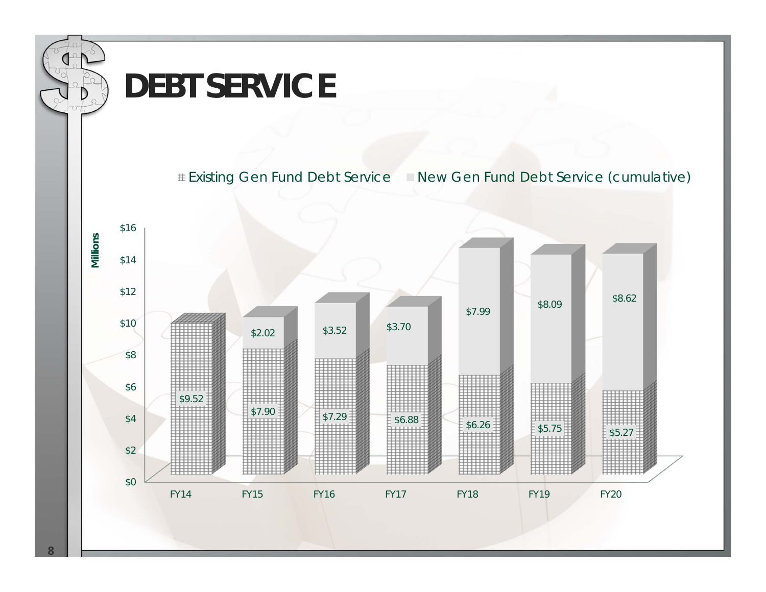# DEBT SERVICE

| Millions | FY14 | FY15 | FY16 | FY17 | FY18 | FY19 | FY20 |
|---|---|---|---|---|---|---|---|
| Existing Gen Fund Debt Service | $9.52 | $7.90 | $7.29 | $6.88 | $6.26 | $5.75 | $5.27 |
| New Gen Fund Debt Service (cumulative) | | $2.02 | $3.52 | $3.70 | $7.99 | $8.09 | $8.62 |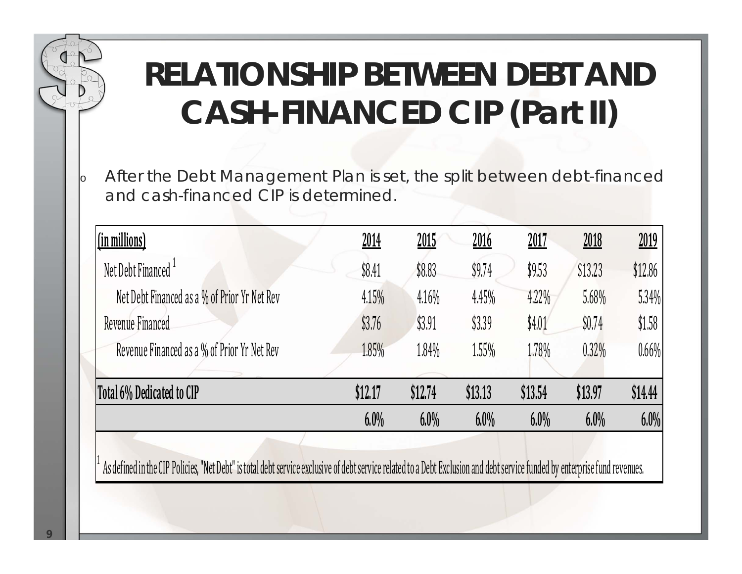# RELATIONSHIP BETWEEN DEBT AND CASH-FINANCED CIP (Part II)

- After the Debt Management Plan is set, the split between debt-financed and cash-financed CIP is determined.

| (in millions) | 2014 | 2015 | 2016 | 2017 | 2018 | 2019 |
|---|---|---|---|---|---|---|
| Net Debt Financed [1] | $8.41 | $8.83 | $9.74 | $9.53 | $13.23 | $12.86 |
| Net Debt Financed as a % of Prior Yr Net Rev | 4.15% | 4.16% | 4.45% | 4.22% | 5.68% | 5.34% |
| Revenue Financed | $3.76 | $3.91 | $3.39 | $4.01 | $0.74 | $1.58 |
| Revenue Financed as a % of Prior Yr Net Rev | 1.85% | 1.84% | 1.55% | 1.78% | 0.32% | 0.66% |
| **Total 6% Dedicated to CIP** | **$12.17** | **$12.74** | **$13.13** | **$13.54** | **$13.97** | **$14.44** |
| | **6.0%** | **6.0%** | **6.0%** | **6.0%** | **6.0%** | **6.0%** |

[1] As defined in the CIP Policies, "Net Debt" is total debt service exclusive of debt service related to a Debt Exclusion and debt service funded by enterprise fund revenues.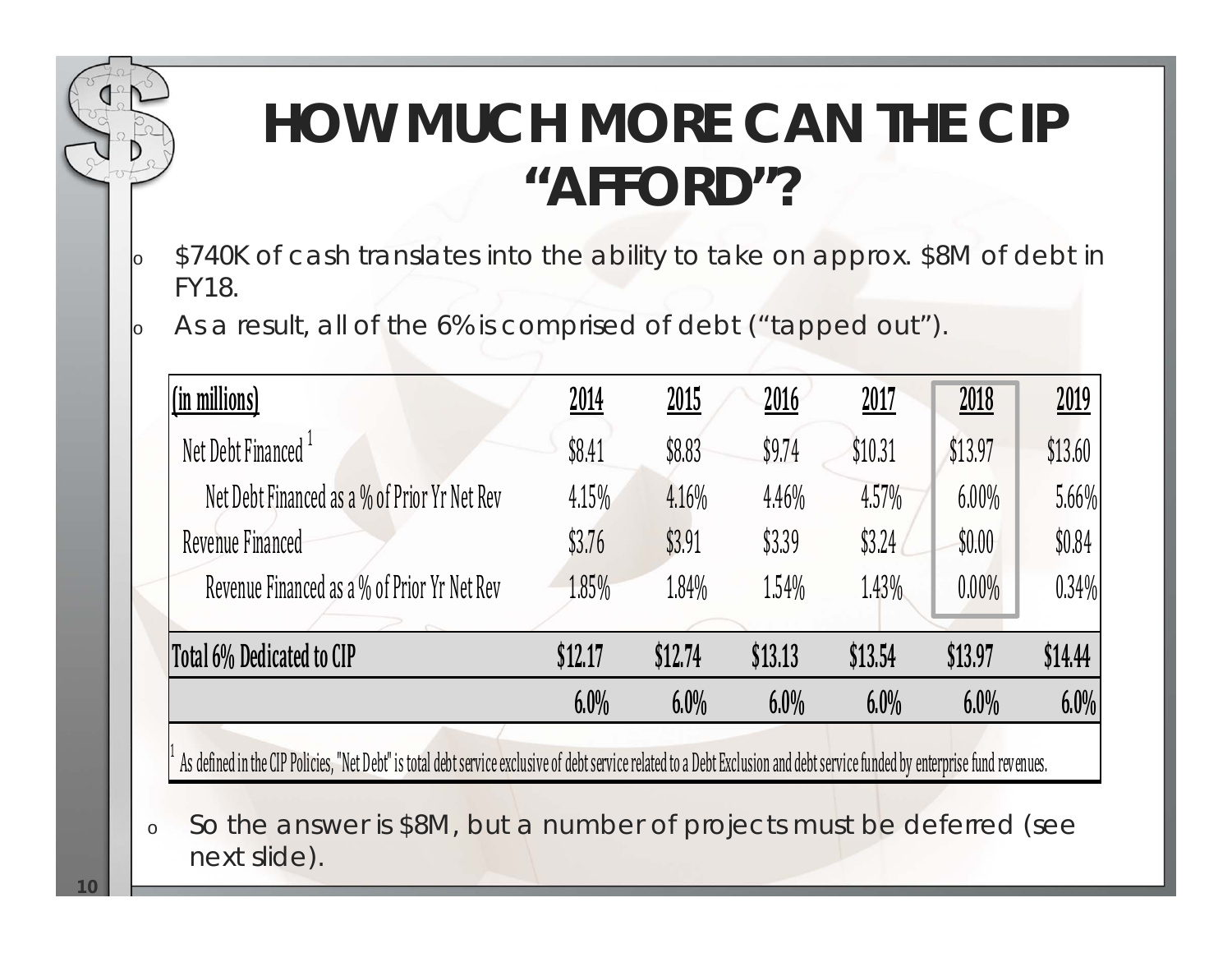# HOW MUCH MORE CAN THE CIP "AFFORD"?

- $740K of cash translates into the ability to take on approx. $8M of debt in FY18.
- As a result, all of the 6% is comprised of debt ("tapped out").

| (in millions) | 2014 | 2015 | 2016 | 2017 | 2018 | 2019 |
|---|---|---|---|---|---|---|
| Net Debt Financed [1] | $8.41 | $8.83 | $9.74 | $10.31 | $13.97 | $13.60 |
| Net Debt Financed as a % of Prior Yr Net Rev | 4.15% | 4.16% | 4.46% | 4.57% | 6.00% | 5.66% |
| Revenue Financed | $3.76 | $3.91 | $3.39 | $3.24 | $0.00 | $0.84 |
| Revenue Financed as a % of Prior Yr Net Rev | 1.85% | 1.84% | 1.54% | 1.43% | 0.00% | 0.34% |
| **Total 6% Dedicated to CIP** | **$12.17** | **$12.74** | **$13.13** | **$13.54** | **$13.97** | **$14.44** |
| | **6.0%** | **6.0%** | **6.0%** | **6.0%** | **6.0%** | **6.0%** |

[1] As defined in the CIP Policies, "Net Debt" is total debt service exclusive of debt service related to a Debt Exclusion and debt service funded by enterprise fund revenues.

- So the answer is $8M, but a number of projects must be deferred (see next slide).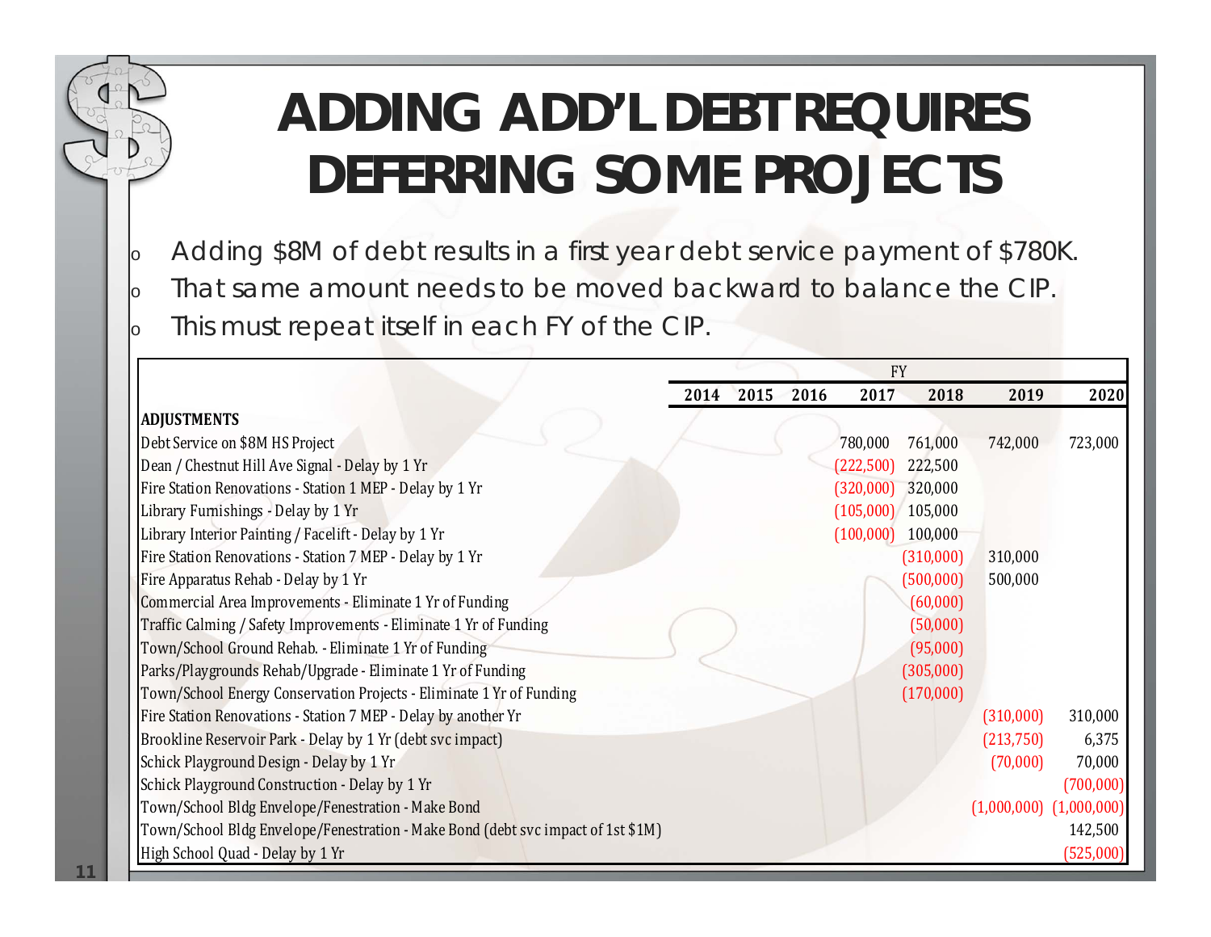# ADDING ADD'L DEBT REQUIRES DEFERRING SOME PROJECTS

- Adding $8M of debt results in a first year debt service payment of $780K.
- That same amount needs to be moved backward to balance the CIP.
- This must repeat itself in each FY of the CIP.

| | FY | | | | | | |
|---|---|---|---|---|---|---|---|
| | 2014 | 2015 | 2016 | 2017 | 2018 | 2019 | 2020 |
| **ADJUSTMENTS** | | | | | | | |
| Debt Service on $8M HS Project | | | | 780,000 | 761,000 | 742,000 | 723,000 |
| Dean / Chestnut Hill Ave Signal - Delay by 1 Yr | | | | (222,500) | 222,500 | | |
| Fire Station Renovations - Station 1 MEP - Delay by 1 Yr | | | | (320,000) | 320,000 | | |
| Library Furnishings - Delay by 1 Yr | | | | (105,000) | 105,000 | | |
| Library Interior Painting / Facelift - Delay by 1 Yr | | | | (100,000) | 100,000 | | |
| Fire Station Renovations - Station 7 MEP - Delay by 1 Yr | | | | | (310,000) | 310,000 | |
| Fire Apparatus Rehab - Delay by 1 Yr | | | | | (500,000) | 500,000 | |
| Commercial Area Improvements - Eliminate 1 Yr of Funding | | | | | (60,000) | | |
| Traffic Calming / Safety Improvements - Eliminate 1 Yr of Funding | | | | | (50,000) | | |
| Town/School Ground Rehab. - Eliminate 1 Yr of Funding | | | | | (95,000) | | |
| Parks/Playgrounds Rehab/Upgrade - Eliminate 1 Yr of Funding | | | | | (305,000) | | |
| Town/School Energy Conservation Projects - Eliminate 1 Yr of Funding | | | | | (170,000) | | |
| Fire Station Renovations - Station 7 MEP - Delay by another Yr | | | | | | (310,000) | 310,000 |
| Brookline Reservoir Park - Delay by 1 Yr (debt svc impact) | | | | | | (213,750) | 6,375 |
| Schick Playground Design - Delay by 1 Yr | | | | | | (70,000) | 70,000 |
| Schick Playground Construction - Delay by 1 Yr | | | | | | | (700,000) |
| Town/School Bldg Envelope/Fenestration - Make Bond | | | | | | (1,000,000) | (1,000,000) |
| Town/School Bldg Envelope/Fenestration - Make Bond (debt svc impact of 1st $1M) | | | | | | | 142,500 |
| High School Quad - Delay by 1 Yr | | | | | | | (525,000) |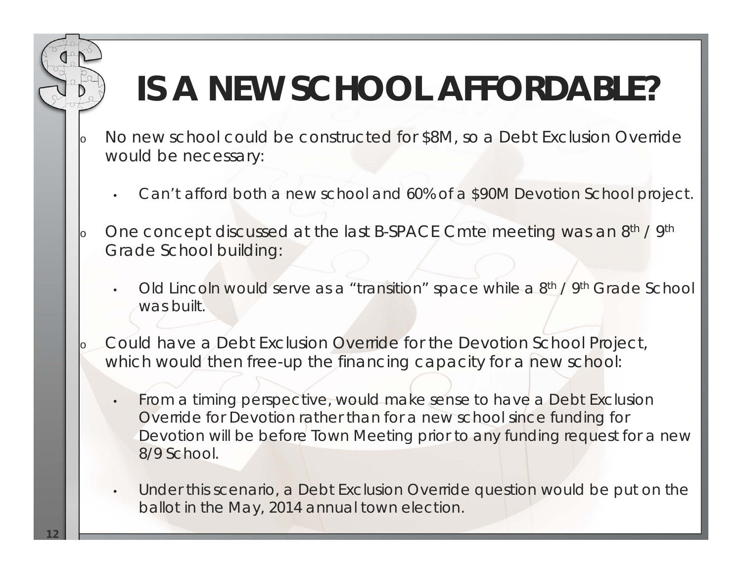# IS A NEW SCHOOL AFFORDABLE?

- No new school could be constructed for $8M, so a Debt Exclusion Override would be necessary:
  - Can't afford both a new school and 60% of a $90M Devotion School project.
- One concept discussed at the last B-SPACE Cmte meeting was an 8th / 9th Grade School building:
  - Old Lincoln would serve as a "transition" space while a 8th / 9th Grade School was built.
- Could have a Debt Exclusion Override for the Devotion School Project, which would then free-up the financing capacity for a new school:
  - From a timing perspective, would make sense to have a Debt Exclusion Override for Devotion rather than for a new school since funding for Devotion will be before Town Meeting prior to any funding request for a new 8/9 School.
  - Under this scenario, a Debt Exclusion Override question would be put on the ballot in the May, 2014 annual town election.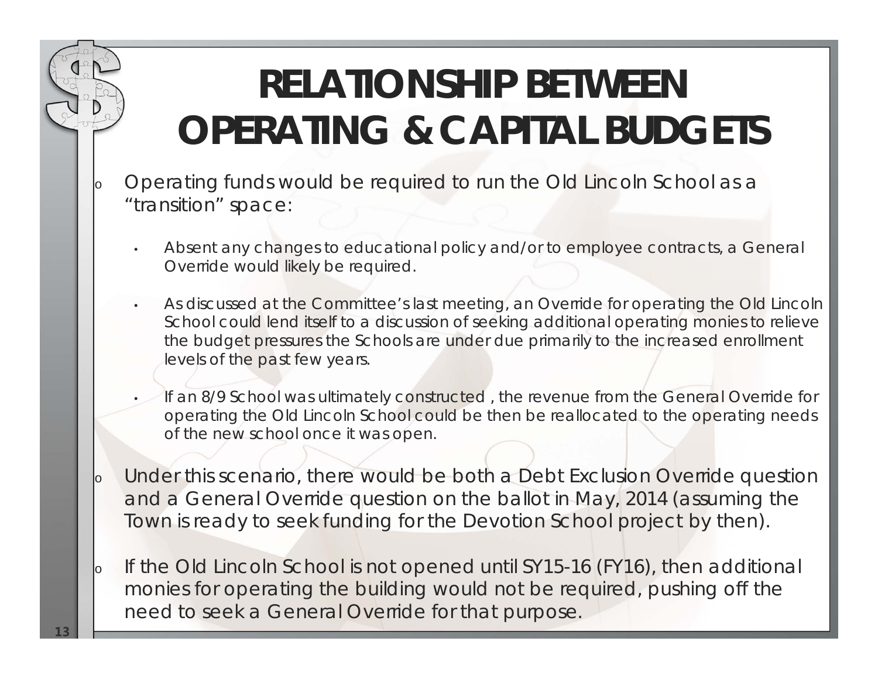# RELATIONSHIP BETWEEN OPERATING & CAPITAL BUDGETS

- Operating funds would be required to run the Old Lincoln School as a "transition" space:
  - Absent any changes to educational policy and/or to employee contracts, a General Override would likely be required.
  - As discussed at the Committee's last meeting, an Override for operating the Old Lincoln School could lend itself to a discussion of seeking additional operating monies to relieve the budget pressures the Schools are under due primarily to the increased enrollment levels of the past few years.
  - If an 8/9 School was ultimately constructed , the revenue from the General Override for operating the Old Lincoln School could be then be reallocated to the operating needs of the new school once it was open.
- Under this scenario, there would be both a Debt Exclusion Override question and a General Override question on the ballot in May, 2014 (assuming the Town is ready to seek funding for the Devotion School project by then).
- If the Old Lincoln School is not opened until SY15-16 (FY16), then additional monies for operating the building would not be required, pushing off the need to seek a General Override for that purpose.